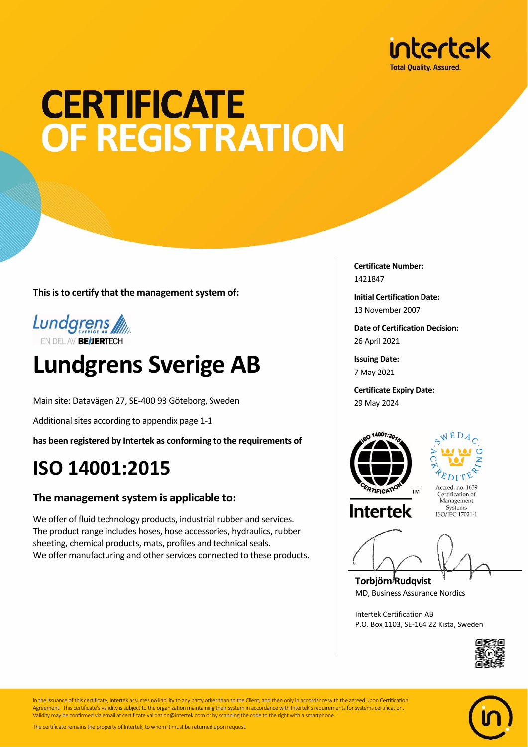intertek
Total Quality. Assured.

# CERTIFICATE OF REGISTRATION

**This is to certify that the management system of:**

Lundgrens SVERIGE AB
EN DEL AV BEIJERTECH

# Lundgrens Sverige AB

Main site: Datavägen 27, SE-400 93 Göteborg, Sweden

Additional sites according to appendix page 1-1

**has been registered by Intertek as conforming to the requirements of**

# ISO 14001:2015

## The management system is applicable to:

We offer of fluid technology products, industrial rubber and services.
The product range includes hoses, hose accessories, hydraulics, rubber sheeting, chemical products, mats, profiles and technical seals.
We offer manufacturing and other services connected to these products.

**Certificate Number:**
1421847

**Initial Certification Date:**
13 November 2007

**Date of Certification Decision:**
26 April 2021

**Issuing Date:**
7 May 2021

**Certificate Expiry Date:**
29 May 2024

ISO 14001:2015 CERTIFICATION™
Intertek

SWEDAC ACKREDITERING
Accred. no. 1639
Certification of Management Systems
ISO/IEC 17021-1

**Torbjörn Rudqvist**
MD, Business Assurance Nordics

Intertek Certification AB
P.O. Box 1103, SE-164 22 Kista, Sweden

In the issuance of this certificate, Intertek assumes no liability to any party other than to the Client, and then only in accordance with the agreed upon Certification Agreement. This certificate's validity is subject to the organization maintaining their system in accordance with Intertek's requirements for systems certification. Validity may be confirmed via email at certificate.validation@intertek.com or by scanning the code to the right with a smartphone.

The certificate remains the property of Intertek, to whom it must be returned upon request.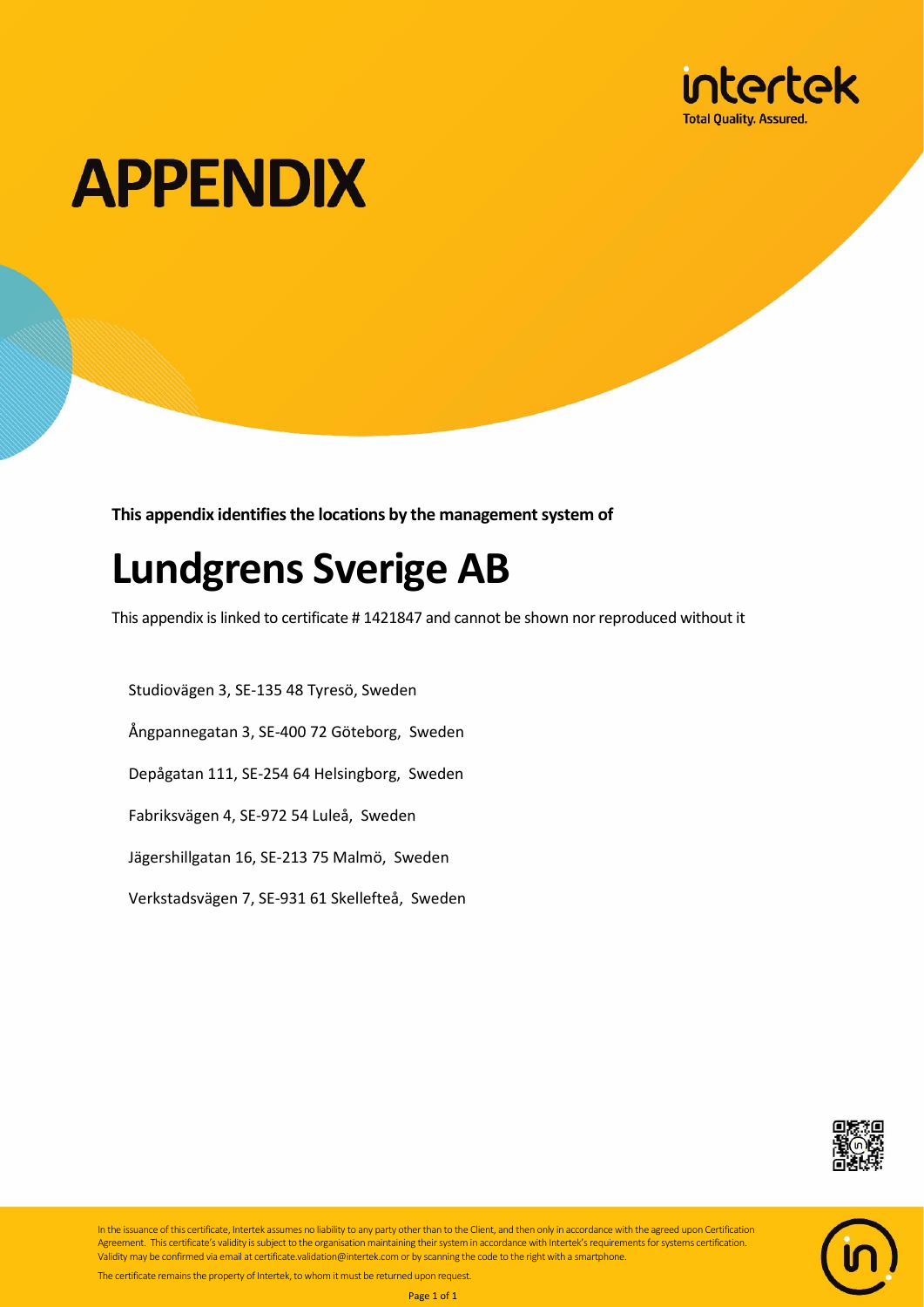# APPENDIX

**This appendix identifies the locations by the management system of**

# Lundgrens Sverige AB

This appendix is linked to certificate # 1421847 and cannot be shown nor reproduced without it

Studiovägen 3, SE-135 48 Tyresö, Sweden

Ångpannegatan 3, SE-400 72 Göteborg, Sweden

Depågatan 111, SE-254 64 Helsingborg, Sweden

Fabriksvägen 4, SE-972 54 Luleå, Sweden

Jägershillgatan 16, SE-213 75 Malmö, Sweden

Verkstadsvägen 7, SE-931 61 Skellefteå, Sweden

In the issuance of this certificate, Intertek assumes no liability to any party other than to the Client, and then only in accordance with the agreed upon Certification Agreement. This certificate's validity is subject to the organisation maintaining their system in accordance with Intertek's requirements for systems certification. Validity may be confirmed via email at certificate.validation@intertek.com or by scanning the code to the right with a smartphone.

The certificate remains the property of Intertek, to whom it must be returned upon request.